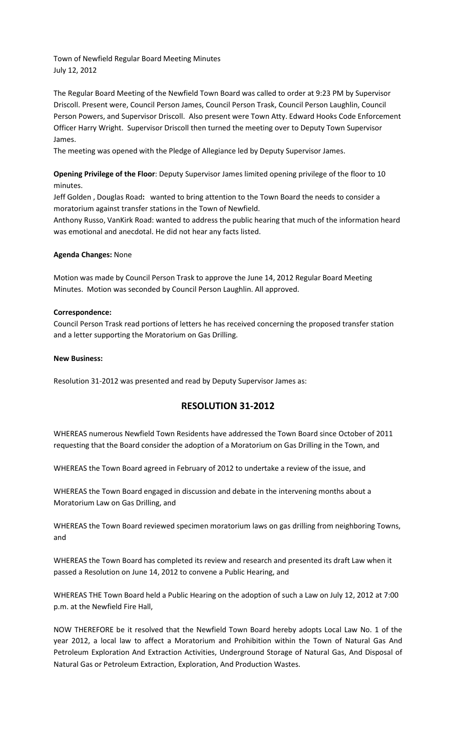Town of Newfield Regular Board Meeting Minutes
July 12, 2012

The Regular Board Meeting of the Newfield Town Board was called to order at 9:23 PM by Supervisor Driscoll. Present were, Council Person James, Council Person Trask, Council Person Laughlin, Council Person Powers, and Supervisor Driscoll. Also present were Town Atty. Edward Hooks Code Enforcement Officer Harry Wright. Supervisor Driscoll then turned the meeting over to Deputy Town Supervisor James.

The meeting was opened with the Pledge of Allegiance led by Deputy Supervisor James.

**Opening Privilege of the Floor**: Deputy Supervisor James limited opening privilege of the floor to 10 minutes.

Jeff Golden , Douglas Road**:** wanted to bring attention to the Town Board the needs to consider a moratorium against transfer stations in the Town of Newfield.

Anthony Russo, VanKirk Road: wanted to address the public hearing that much of the information heard was emotional and anecdotal. He did not hear any facts listed.

**Agenda Changes:** None

Motion was made by Council Person Trask to approve the June 14, 2012 Regular Board Meeting Minutes. Motion was seconded by Council Person Laughlin. All approved.

**Correspondence:**

Council Person Trask read portions of letters he has received concerning the proposed transfer station and a letter supporting the Moratorium on Gas Drilling.

**New Business:**

Resolution 31-2012 was presented and read by Deputy Supervisor James as:

## RESOLUTION 31-2012

WHEREAS numerous Newfield Town Residents have addressed the Town Board since October of 2011 requesting that the Board consider the adoption of a Moratorium on Gas Drilling in the Town, and

WHEREAS the Town Board agreed in February of 2012 to undertake a review of the issue, and

WHEREAS the Town Board engaged in discussion and debate in the intervening months about a Moratorium Law on Gas Drilling, and

WHEREAS the Town Board reviewed specimen moratorium laws on gas drilling from neighboring Towns, and

WHEREAS the Town Board has completed its review and research and presented its draft Law when it passed a Resolution on June 14, 2012 to convene a Public Hearing, and

WHEREAS THE Town Board held a Public Hearing on the adoption of such a Law on July 12, 2012 at 7:00 p.m. at the Newfield Fire Hall,

NOW THEREFORE be it resolved that the Newfield Town Board hereby adopts Local Law No. 1 of the year 2012, a local law to affect a Moratorium and Prohibition within the Town of Natural Gas And Petroleum Exploration And Extraction Activities, Underground Storage of Natural Gas, And Disposal of Natural Gas or Petroleum Extraction, Exploration, And Production Wastes.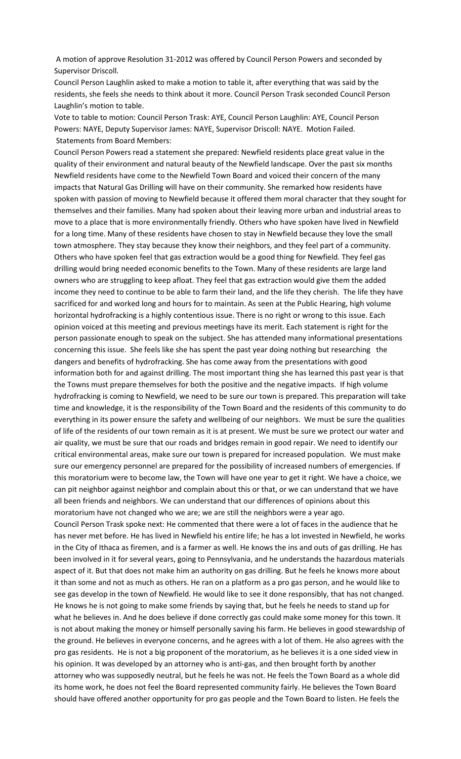A motion of approve Resolution 31-2012 was offered by Council Person Powers and seconded by Supervisor Driscoll.

Council Person Laughlin asked to make a motion to table it, after everything that was said by the residents, she feels she needs to think about it more. Council Person Trask seconded Council Person Laughlin's motion to table.

Vote to table to motion: Council Person Trask: AYE, Council Person Laughlin: AYE, Council Person Powers: NAYE, Deputy Supervisor James: NAYE, Supervisor Driscoll: NAYE. Motion Failed.

Statements from Board Members:

Council Person Powers read a statement she prepared: Newfield residents place great value in the quality of their environment and natural beauty of the Newfield landscape. Over the past six months Newfield residents have come to the Newfield Town Board and voiced their concern of the many impacts that Natural Gas Drilling will have on their community. She remarked how residents have spoken with passion of moving to Newfield because it offered them moral character that they sought for themselves and their families. Many had spoken about their leaving more urban and industrial areas to move to a place that is more environmentally friendly. Others who have spoken have lived in Newfield for a long time. Many of these residents have chosen to stay in Newfield because they love the small town atmosphere. They stay because they know their neighbors, and they feel part of a community. Others who have spoken feel that gas extraction would be a good thing for Newfield. They feel gas drilling would bring needed economic benefits to the Town. Many of these residents are large land owners who are struggling to keep afloat. They feel that gas extraction would give them the added income they need to continue to be able to farm their land, and the life they cherish. The life they have sacrificed for and worked long and hours for to maintain. As seen at the Public Hearing, high volume horizontal hydrofracking is a highly contentious issue. There is no right or wrong to this issue. Each opinion voiced at this meeting and previous meetings have its merit. Each statement is right for the person passionate enough to speak on the subject. She has attended many informational presentations concerning this issue. She feels like she has spent the past year doing nothing but researching the dangers and benefits of hydrofracking. She has come away from the presentations with good information both for and against drilling. The most important thing she has learned this past year is that the Towns must prepare themselves for both the positive and the negative impacts. If high volume hydrofracking is coming to Newfield, we need to be sure our town is prepared. This preparation will take time and knowledge, it is the responsibility of the Town Board and the residents of this community to do everything in its power ensure the safety and wellbeing of our neighbors. We must be sure the qualities of life of the residents of our town remain as it is at present. We must be sure we protect our water and air quality, we must be sure that our roads and bridges remain in good repair. We need to identify our critical environmental areas, make sure our town is prepared for increased population. We must make sure our emergency personnel are prepared for the possibility of increased numbers of emergencies. If this moratorium were to become law, the Town will have one year to get it right. We have a choice, we can pit neighbor against neighbor and complain about this or that, or we can understand that we have all been friends and neighbors. We can understand that our differences of opinions about this moratorium have not changed who we are; we are still the neighbors were a year ago.

Council Person Trask spoke next: He commented that there were a lot of faces in the audience that he has never met before. He has lived in Newfield his entire life; he has a lot invested in Newfield, he works in the City of Ithaca as firemen, and is a farmer as well. He knows the ins and outs of gas drilling. He has been involved in it for several years, going to Pennsylvania, and he understands the hazardous materials aspect of it. But that does not make him an authority on gas drilling. But he feels he knows more about it than some and not as much as others. He ran on a platform as a pro gas person, and he would like to see gas develop in the town of Newfield. He would like to see it done responsibly, that has not changed. He knows he is not going to make some friends by saying that, but he feels he needs to stand up for what he believes in. And he does believe if done correctly gas could make some money for this town. It is not about making the money or himself personally saving his farm. He believes in good stewardship of the ground. He believes in everyone concerns, and he agrees with a lot of them. He also agrees with the pro gas residents. He is not a big proponent of the moratorium, as he believes it is a one sided view in his opinion. It was developed by an attorney who is anti-gas, and then brought forth by another attorney who was supposedly neutral, but he feels he was not. He feels the Town Board as a whole did its home work, he does not feel the Board represented community fairly. He believes the Town Board should have offered another opportunity for pro gas people and the Town Board to listen. He feels the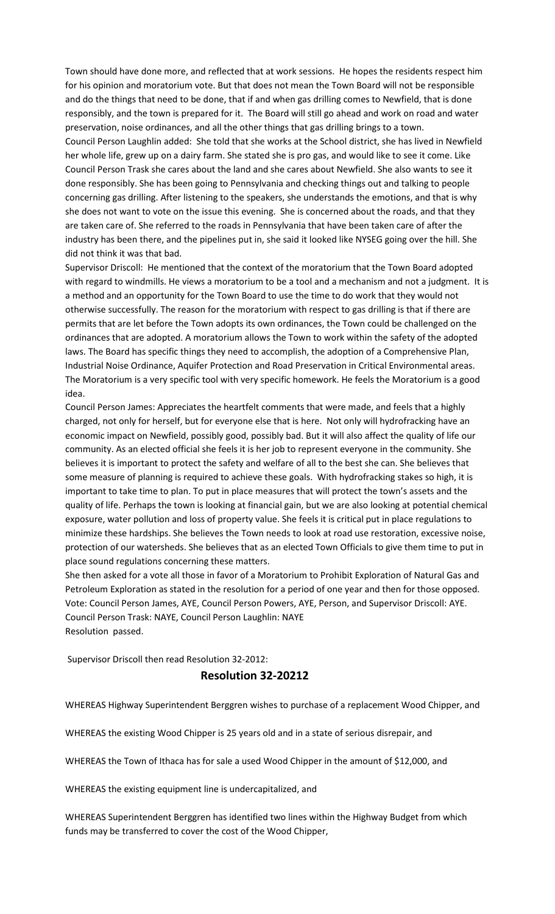Town should have done more, and reflected that at work sessions. He hopes the residents respect him for his opinion and moratorium vote. But that does not mean the Town Board will not be responsible and do the things that need to be done, that if and when gas drilling comes to Newfield, that is done responsibly, and the town is prepared for it. The Board will still go ahead and work on road and water preservation, noise ordinances, and all the other things that gas drilling brings to a town.

Council Person Laughlin added: She told that she works at the School district, she has lived in Newfield her whole life, grew up on a dairy farm. She stated she is pro gas, and would like to see it come. Like Council Person Trask she cares about the land and she cares about Newfield. She also wants to see it done responsibly. She has been going to Pennsylvania and checking things out and talking to people concerning gas drilling. After listening to the speakers, she understands the emotions, and that is why she does not want to vote on the issue this evening. She is concerned about the roads, and that they are taken care of. She referred to the roads in Pennsylvania that have been taken care of after the industry has been there, and the pipelines put in, she said it looked like NYSEG going over the hill. She did not think it was that bad.

Supervisor Driscoll: He mentioned that the context of the moratorium that the Town Board adopted with regard to windmills. He views a moratorium to be a tool and a mechanism and not a judgment. It is a method and an opportunity for the Town Board to use the time to do work that they would not otherwise successfully. The reason for the moratorium with respect to gas drilling is that if there are permits that are let before the Town adopts its own ordinances, the Town could be challenged on the ordinances that are adopted. A moratorium allows the Town to work within the safety of the adopted laws. The Board has specific things they need to accomplish, the adoption of a Comprehensive Plan, Industrial Noise Ordinance, Aquifer Protection and Road Preservation in Critical Environmental areas. The Moratorium is a very specific tool with very specific homework. He feels the Moratorium is a good idea.

Council Person James: Appreciates the heartfelt comments that were made, and feels that a highly charged, not only for herself, but for everyone else that is here. Not only will hydrofracking have an economic impact on Newfield, possibly good, possibly bad. But it will also affect the quality of life our community. As an elected official she feels it is her job to represent everyone in the community. She believes it is important to protect the safety and welfare of all to the best she can. She believes that some measure of planning is required to achieve these goals. With hydrofracking stakes so high, it is important to take time to plan. To put in place measures that will protect the town's assets and the quality of life. Perhaps the town is looking at financial gain, but we are also looking at potential chemical exposure, water pollution and loss of property value. She feels it is critical put in place regulations to minimize these hardships. She believes the Town needs to look at road use restoration, excessive noise, protection of our watersheds. She believes that as an elected Town Officials to give them time to put in place sound regulations concerning these matters.

She then asked for a vote all those in favor of a Moratorium to Prohibit Exploration of Natural Gas and Petroleum Exploration as stated in the resolution for a period of one year and then for those opposed.

Vote: Council Person James, AYE, Council Person Powers, AYE, Person, and Supervisor Driscoll: AYE. Council Person Trask: NAYE, Council Person Laughlin: NAYE

Resolution passed.

Supervisor Driscoll then read Resolution 32-2012:

## Resolution 32-20212

WHEREAS Highway Superintendent Berggren wishes to purchase of a replacement Wood Chipper, and

WHEREAS the existing Wood Chipper is 25 years old and in a state of serious disrepair, and

WHEREAS the Town of Ithaca has for sale a used Wood Chipper in the amount of $12,000, and

WHEREAS the existing equipment line is undercapitalized, and

WHEREAS Superintendent Berggren has identified two lines within the Highway Budget from which funds may be transferred to cover the cost of the Wood Chipper,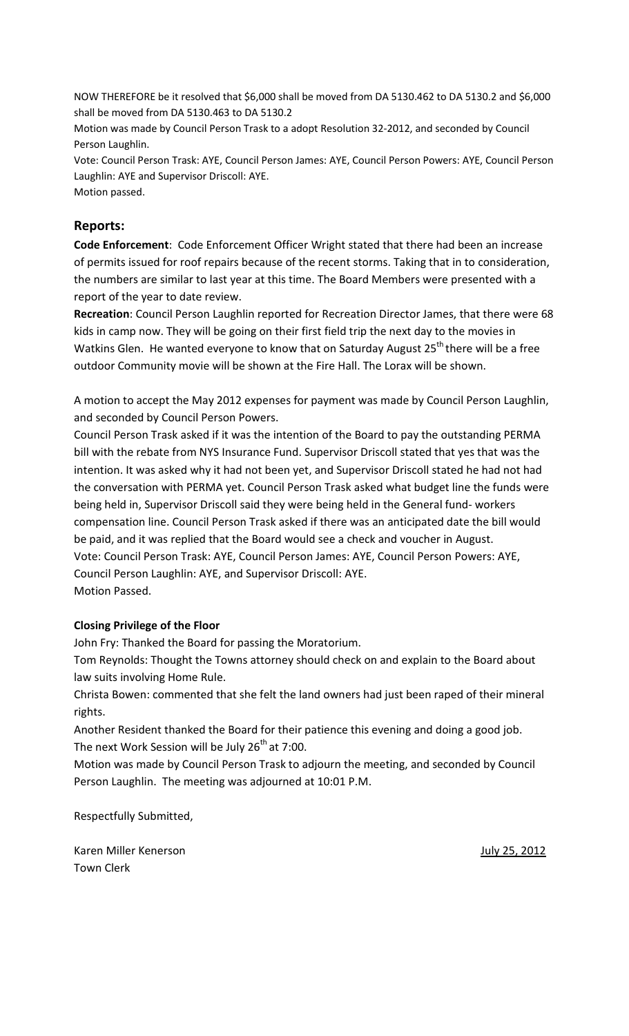NOW THEREFORE be it resolved that $6,000 shall be moved from DA 5130.462 to DA 5130.2 and $6,000 shall be moved from DA 5130.463 to DA 5130.2

Motion was made by Council Person Trask to a adopt Resolution 32-2012, and seconded by Council Person Laughlin.

Vote: Council Person Trask: AYE, Council Person James: AYE, Council Person Powers: AYE, Council Person Laughlin: AYE and Supervisor Driscoll: AYE.

Motion passed.

## Reports:

**Code Enforcement**: Code Enforcement Officer Wright stated that there had been an increase of permits issued for roof repairs because of the recent storms. Taking that in to consideration, the numbers are similar to last year at this time. The Board Members were presented with a report of the year to date review.

**Recreation**: Council Person Laughlin reported for Recreation Director James, that there were 68 kids in camp now. They will be going on their first field trip the next day to the movies in Watkins Glen. He wanted everyone to know that on Saturday August 25th there will be a free outdoor Community movie will be shown at the Fire Hall. The Lorax will be shown.

A motion to accept the May 2012 expenses for payment was made by Council Person Laughlin, and seconded by Council Person Powers.

Council Person Trask asked if it was the intention of the Board to pay the outstanding PERMA bill with the rebate from NYS Insurance Fund. Supervisor Driscoll stated that yes that was the intention. It was asked why it had not been yet, and Supervisor Driscoll stated he had not had the conversation with PERMA yet. Council Person Trask asked what budget line the funds were being held in, Supervisor Driscoll said they were being held in the General fund- workers compensation line. Council Person Trask asked if there was an anticipated date the bill would be paid, and it was replied that the Board would see a check and voucher in August.

Vote: Council Person Trask: AYE, Council Person James: AYE, Council Person Powers: AYE, Council Person Laughlin: AYE, and Supervisor Driscoll: AYE.

Motion Passed.

**Closing Privilege of the Floor**

John Fry: Thanked the Board for passing the Moratorium.

Tom Reynolds: Thought the Towns attorney should check on and explain to the Board about law suits involving Home Rule.

Christa Bowen: commented that she felt the land owners had just been raped of their mineral rights.

Another Resident thanked the Board for their patience this evening and doing a good job.

The next Work Session will be July 26th at 7:00.

Motion was made by Council Person Trask to adjourn the meeting, and seconded by Council Person Laughlin. The meeting was adjourned at 10:01 P.M.

Respectfully Submitted,

Karen Miller Kenerson  
Town Clerk

July 25, 2012